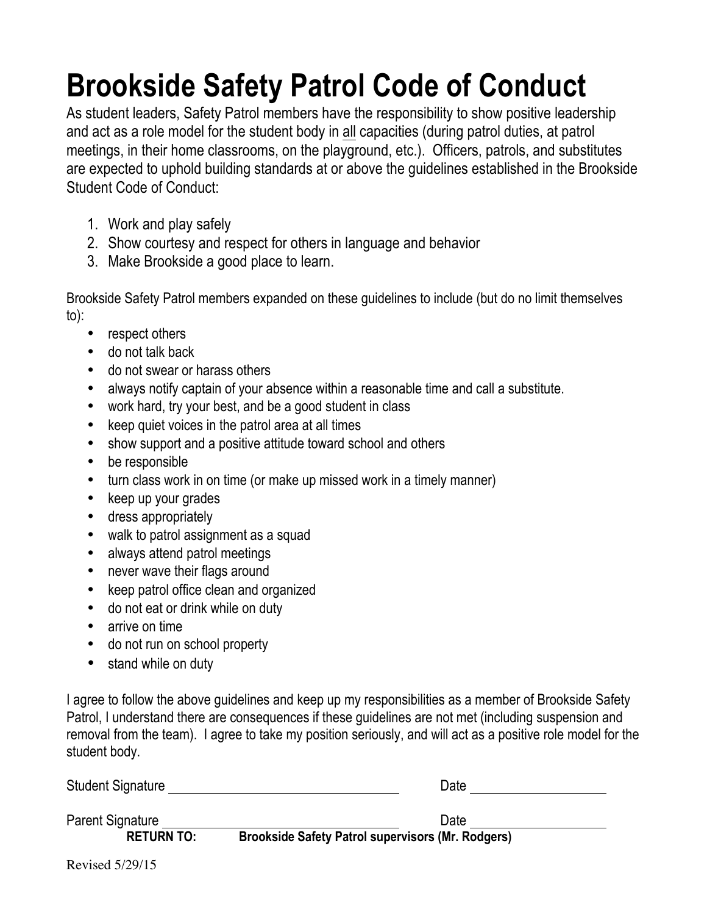# Brookside Safety Patrol Code of Conduct

As student leaders, Safety Patrol members have the responsibility to show positive leadership and act as a role model for the student body in <u>all</u> capacities (during patrol duties, at patrol meetings, in their home classrooms, on the playground, etc.). Officers, patrols, and substitutes are expected to uphold building standards at or above the guidelines established in the Brookside Student Code of Conduct:

1. Work and play safely
2. Show courtesy and respect for others in language and behavior
3. Make Brookside a good place to learn.

Brookside Safety Patrol members expanded on these guidelines to include (but do no limit themselves to):

- respect others
- do not talk back
- do not swear or harass others
- always notify captain of your absence within a reasonable time and call a substitute.
- work hard, try your best, and be a good student in class
- keep quiet voices in the patrol area at all times
- show support and a positive attitude toward school and others
- be responsible
- turn class work in on time (or make up missed work in a timely manner)
- keep up your grades
- dress appropriately
- walk to patrol assignment as a squad
- always attend patrol meetings
- never wave their flags around
- keep patrol office clean and organized
- do not eat or drink while on duty
- arrive on time
- do not run on school property
- stand while on duty

I agree to follow the above guidelines and keep up my responsibilities as a member of Brookside Safety Patrol, I understand there are consequences if these guidelines are not met (including suspension and removal from the team). I agree to take my position seriously, and will act as a positive role model for the student body.

Student Signature ______________________________ Date ________________

Parent Signature ______________________________ Date ________________

**RETURN TO: Brookside Safety Patrol supervisors (Mr. Rodgers)**

Revised 5/29/15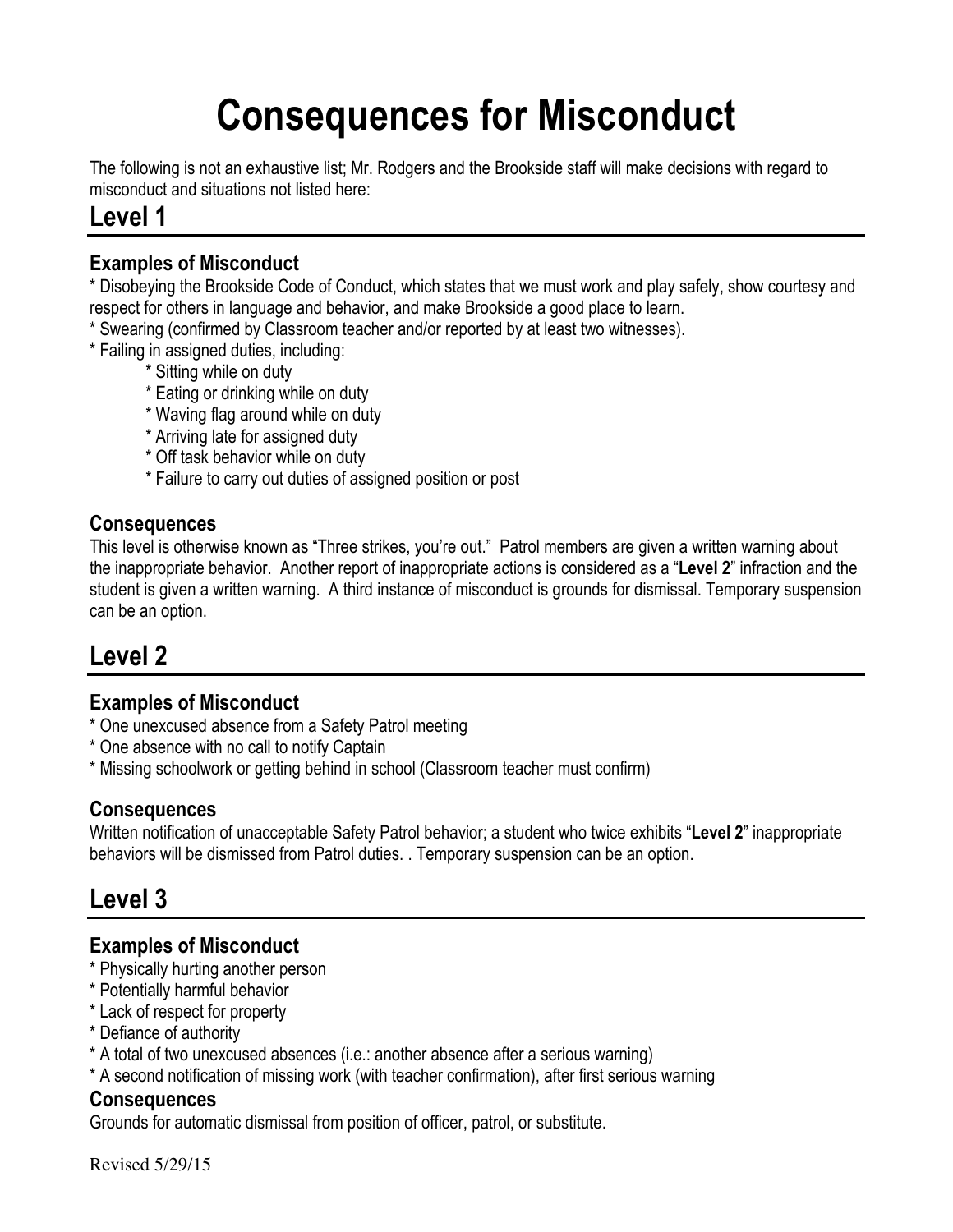# Consequences for Misconduct

The following is not an exhaustive list; Mr. Rodgers and the Brookside staff will make decisions with regard to misconduct and situations not listed here:

## Level 1

### Examples of Misconduct

* Disobeying the Brookside Code of Conduct, which states that we must work and play safely, show courtesy and respect for others in language and behavior, and make Brookside a good place to learn.
* Swearing (confirmed by Classroom teacher and/or reported by at least two witnesses).
* Failing in assigned duties, including:
    * Sitting while on duty
    * Eating or drinking while on duty
    * Waving flag around while on duty
    * Arriving late for assigned duty
    * Off task behavior while on duty
    * Failure to carry out duties of assigned position or post

### Consequences

This level is otherwise known as "Three strikes, you're out." Patrol members are given a written warning about the inappropriate behavior. Another report of inappropriate actions is considered as a "**Level 2**" infraction and the student is given a written warning. A third instance of misconduct is grounds for dismissal. Temporary suspension can be an option.

## Level 2

### Examples of Misconduct

* One unexcused absence from a Safety Patrol meeting
* One absence with no call to notify Captain
* Missing schoolwork or getting behind in school (Classroom teacher must confirm)

### Consequences

Written notification of unacceptable Safety Patrol behavior; a student who twice exhibits "**Level 2**" inappropriate behaviors will be dismissed from Patrol duties. . Temporary suspension can be an option.

## Level 3

### Examples of Misconduct

* Physically hurting another person
* Potentially harmful behavior
* Lack of respect for property
* Defiance of authority
* A total of two unexcused absences (i.e.: another absence after a serious warning)
* A second notification of missing work (with teacher confirmation), after first serious warning

### Consequences

Grounds for automatic dismissal from position of officer, patrol, or substitute.

Revised 5/29/15